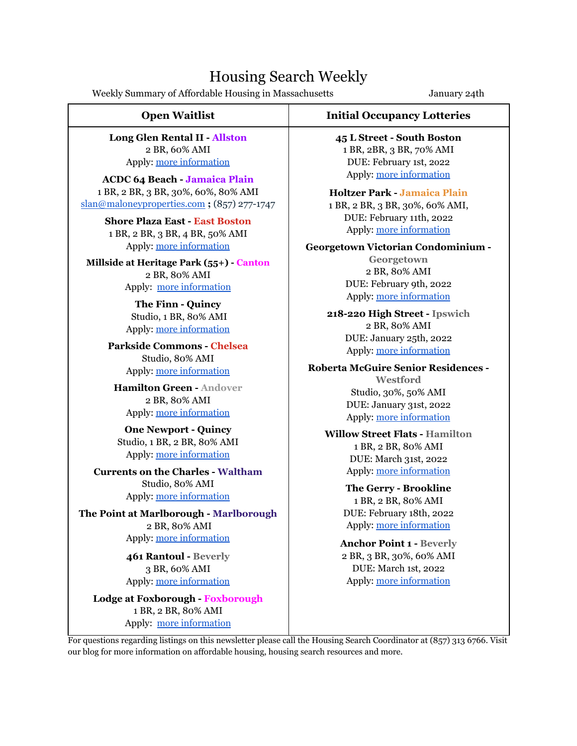# Housing Search Weekly

Weekly Summary of Affordable Housing in Massachusetts — January 24th

## Open Waitlist

**Long Glen Rental II - Allston**
2 BR, 60% AMI
Apply: more information

**ACDC 64 Beach - Jamaica Plain**
1 BR, 2 BR, 3 BR, 30%, 60%, 80% AMI
slan@maloneyproperties.com **;** (857) 277-1747

**Shore Plaza East - East Boston**
1 BR, 2 BR, 3 BR, 4 BR, 50% AMI
Apply: more information

**Millside at Heritage Park (55+) - Canton**
2 BR, 80% AMI
Apply: more information

**The Finn - Quincy**
Studio, 1 BR, 80% AMI
Apply: more information

**Parkside Commons - Chelsea**
Studio, 80% AMI
Apply: more information

**Hamilton Green - Andover**
2 BR, 80% AMI
Apply: more information

**One Newport - Quincy**
Studio, 1 BR, 2 BR, 80% AMI
Apply: more information

**Currents on the Charles - Waltham**
Studio, 80% AMI
Apply: more information

**The Point at Marlborough - Marlborough**
2 BR, 80% AMI
Apply: more information

**461 Rantoul - Beverly**
3 BR, 60% AMI
Apply: more information

**Lodge at Foxborough - Foxborough**
1 BR, 2 BR, 80% AMI
Apply: more information

## Initial Occupancy Lotteries

**45 L Street - South Boston**
1 BR, 2BR, 3 BR, 70% AMI
DUE: February 1st, 2022
Apply: more information

**Holtzer Park - Jamaica Plain**
1 BR, 2 BR, 3 BR, 30%, 60% AMI,
DUE: February 11th, 2022
Apply: more information

**Georgetown Victorian Condominium - Georgetown**
2 BR, 80% AMI
DUE: February 9th, 2022
Apply: more information

**218-220 High Street - Ipswich**
2 BR, 80% AMI
DUE: January 25th, 2022
Apply: more information

**Roberta McGuire Senior Residences - Westford**
Studio, 30%, 50% AMI
DUE: January 31st, 2022
Apply: more information

**Willow Street Flats - Hamilton**
1 BR, 2 BR, 80% AMI
DUE: March 31st, 2022
Apply: more information

**The Gerry - Brookline**
1 BR, 2 BR, 80% AMI
DUE: February 18th, 2022
Apply: more information

**Anchor Point 1 - Beverly**
2 BR, 3 BR, 30%, 60% AMI
DUE: March 1st, 2022
Apply: more information

For questions regarding listings on this newsletter please call the Housing Search Coordinator at (857) 313 6766. Visit our blog for more information on affordable housing, housing search resources and more.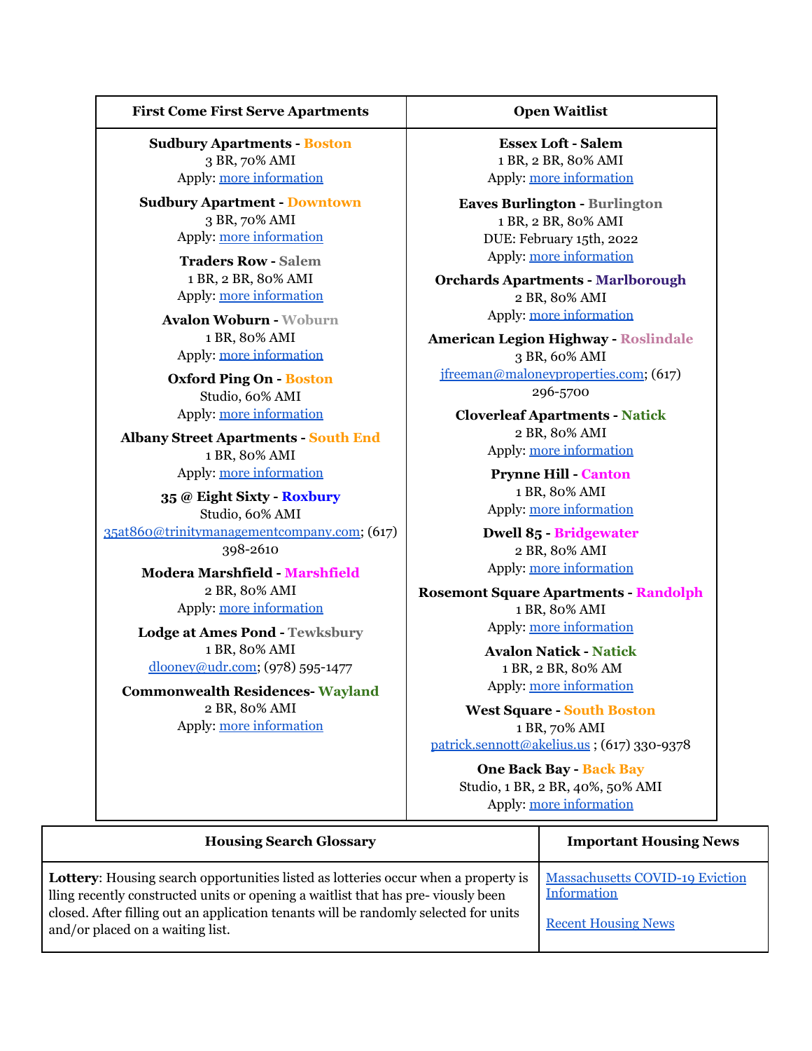| First Come First Serve Apartments | Open Waitlist |
| --- | --- |
| **Sudbury Apartments - Boston**<br>3 BR, 70% AMI<br>Apply: more information<br><br>**Sudbury Apartment - Downtown**<br>3 BR, 70% AMI<br>Apply: more information<br><br>**Traders Row - Salem**<br>1 BR, 2 BR, 80% AMI<br>Apply: more information<br><br>**Avalon Woburn - Woburn**<br>1 BR, 80% AMI<br>Apply: more information<br><br>**Oxford Ping On - Boston**<br>Studio, 60% AMI<br>Apply: more information<br><br>**Albany Street Apartments - South End**<br>1 BR, 80% AMI<br>Apply: more information<br><br>**35 @ Eight Sixty - Roxbury**<br>Studio, 60% AMI<br>35at860@trinitymanagementcompany.com; (617) 398-2610<br><br>**Modera Marshfield - Marshfield**<br>2 BR, 80% AMI<br>Apply: more information<br><br>**Lodge at Ames Pond - Tewksbury**<br>1 BR, 80% AMI<br>dlooney@udr.com; (978) 595-1477<br><br>**Commonwealth Residences- Wayland**<br>2 BR, 80% AMI<br>Apply: more information | **Essex Loft - Salem**<br>1 BR, 2 BR, 80% AMI<br>Apply: more information<br><br>**Eaves Burlington - Burlington**<br>1 BR, 2 BR, 80% AMI<br>DUE: February 15th, 2022<br>Apply: more information<br><br>**Orchards Apartments - Marlborough**<br>2 BR, 80% AMI<br>Apply: more information<br><br>**American Legion Highway - Roslindale**<br>3 BR, 60% AMI<br>jfreeman@maloneyproperties.com; (617) 296-5700<br><br>**Cloverleaf Apartments - Natick**<br>2 BR, 80% AMI<br>Apply: more information<br><br>**Prynne Hill - Canton**<br>1 BR, 80% AMI<br>Apply: more information<br><br>**Dwell 85 - Bridgewater**<br>2 BR, 80% AMI<br>Apply: more information<br><br>**Rosemont Square Apartments - Randolph**<br>1 BR, 80% AMI<br>Apply: more information<br><br>**Avalon Natick - Natick**<br>1 BR, 2 BR, 80% AM<br>Apply: more information<br><br>**West Square - South Boston**<br>1 BR, 70% AMI<br>patrick.sennott@akelius.us ; (617) 330-9378<br><br>**One Back Bay - Back Bay**<br>Studio, 1 BR, 2 BR, 40%, 50% AMI<br>Apply: more information |

| Housing Search Glossary | Important Housing News |
| --- | --- |
| **Lottery**: Housing search opportunities listed as lotteries occur when a property is lling recently constructed units or opening a waitlist that has pre- viously been closed. After filling out an application tenants will be randomly selected for units and/or placed on a waiting list. | Massachusetts COVID-19 Eviction Information<br><br>Recent Housing News |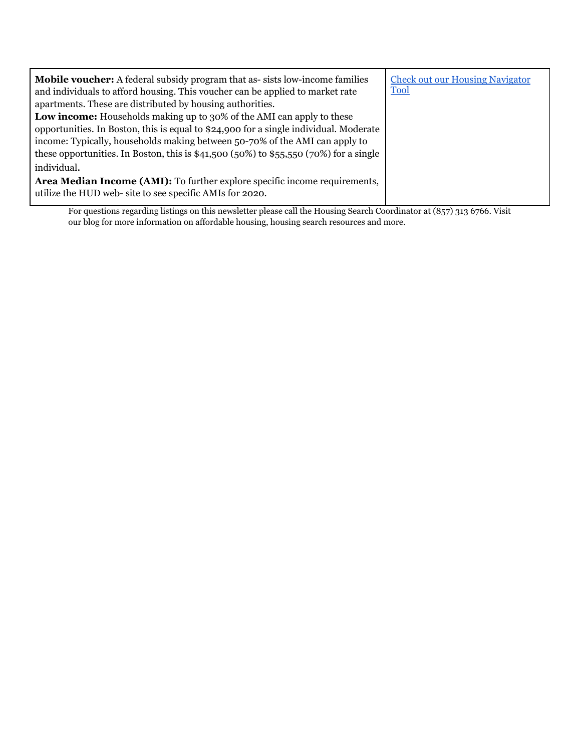| | |
|---|---|
| **Mobile voucher:** A federal subsidy program that as- sists low-income families and individuals to afford housing. This voucher can be applied to market rate apartments. These are distributed by housing authorities.<br>**Low income:** Households making up to 30% of the AMI can apply to these opportunities. In Boston, this is equal to $24,900 for a single individual. Moderate income: Typically, households making between 50-70% of the AMI can apply to these opportunities. In Boston, this is $41,500 (50%) to $55,550 (70%) for a single individual.<br>**Area Median Income (AMI):** To further explore specific income requirements, utilize the HUD web- site to see specific AMIs for 2020. | [Check out our Housing Navigator Tool]() |

For questions regarding listings on this newsletter please call the Housing Search Coordinator at (857) 313 6766. Visit our blog for more information on affordable housing, housing search resources and more.